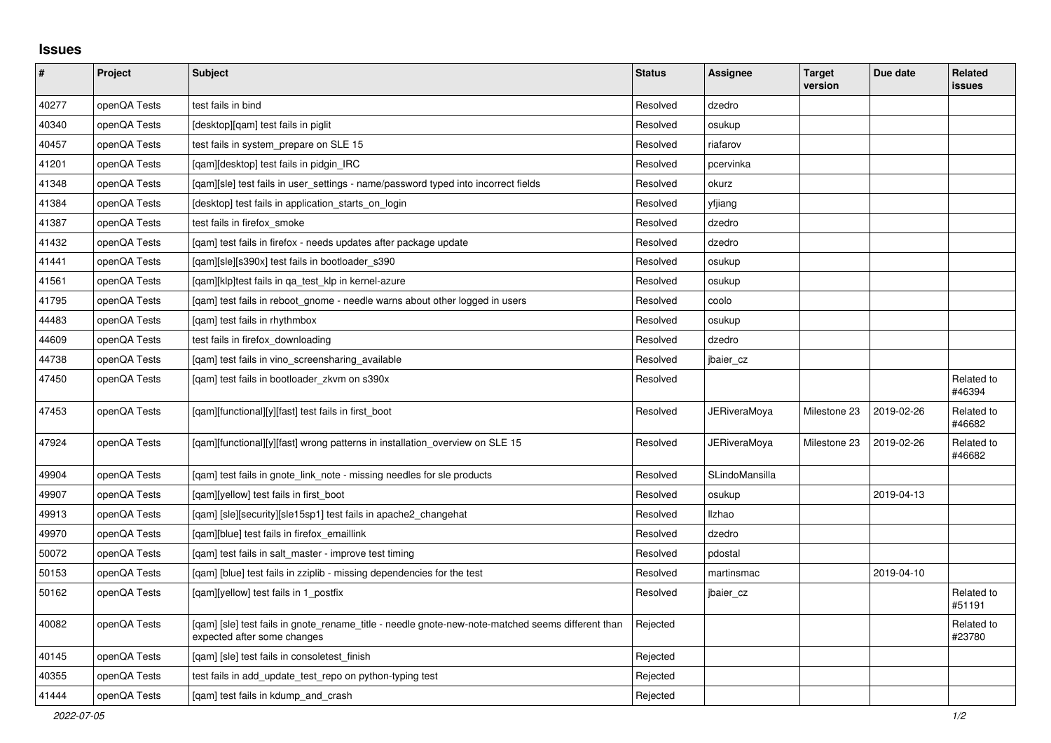## Issues

| # | Project | Subject | Status | Assignee | Target version | Due date | Related issues |
|---|---|---|---|---|---|---|---|
| 40277 | openQA Tests | test fails in bind | Resolved | dzedro | | | |
| 40340 | openQA Tests | [desktop][qam] test fails in piglit | Resolved | osukup | | | |
| 40457 | openQA Tests | test fails in system_prepare on SLE 15 | Resolved | riafarov | | | |
| 41201 | openQA Tests | [qam][desktop] test fails in pidgin_IRC | Resolved | pcervinka | | | |
| 41348 | openQA Tests | [qam][sle] test fails in user_settings - name/password typed into incorrect fields | Resolved | okurz | | | |
| 41384 | openQA Tests | [desktop] test fails in application_starts_on_login | Resolved | yfjiang | | | |
| 41387 | openQA Tests | test fails in firefox_smoke | Resolved | dzedro | | | |
| 41432 | openQA Tests | [qam] test fails in firefox - needs updates after package update | Resolved | dzedro | | | |
| 41441 | openQA Tests | [qam][sle][s390x] test fails in bootloader_s390 | Resolved | osukup | | | |
| 41561 | openQA Tests | [qam][klp]test fails in qa_test_klp in kernel-azure | Resolved | osukup | | | |
| 41795 | openQA Tests | [qam] test fails in reboot_gnome - needle warns about other logged in users | Resolved | coolo | | | |
| 44483 | openQA Tests | [qam] test fails in rhythmbox | Resolved | osukup | | | |
| 44609 | openQA Tests | test fails in firefox_downloading | Resolved | dzedro | | | |
| 44738 | openQA Tests | [qam] test fails in vino_screensharing_available | Resolved | jbaier_cz | | | |
| 47450 | openQA Tests | [qam] test fails in bootloader_zkvm on s390x | Resolved | | | | Related to #46394 |
| 47453 | openQA Tests | [qam][functional][y][fast] test fails in first_boot | Resolved | JERiveraMoya | Milestone 23 | 2019-02-26 | Related to #46682 |
| 47924 | openQA Tests | [qam][functional][y][fast] wrong patterns in installation_overview on SLE 15 | Resolved | JERiveraMoya | Milestone 23 | 2019-02-26 | Related to #46682 |
| 49904 | openQA Tests | [qam] test fails in gnote_link_note - missing needles for sle products | Resolved | SLindoMansilla | | | |
| 49907 | openQA Tests | [qam][yellow] test fails in first_boot | Resolved | osukup | | 2019-04-13 | |
| 49913 | openQA Tests | [qam] [sle][security][sle15sp1] test fails in apache2_changehat | Resolved | llzhao | | | |
| 49970 | openQA Tests | [qam][blue] test fails in firefox_emaillink | Resolved | dzedro | | | |
| 50072 | openQA Tests | [qam] test fails in salt_master - improve test timing | Resolved | pdostal | | | |
| 50153 | openQA Tests | [qam] [blue] test fails in zziplib - missing dependencies for the test | Resolved | martinsmac | | 2019-04-10 | |
| 50162 | openQA Tests | [qam][yellow] test fails in 1_postfix | Resolved | jbaier_cz | | | Related to #51191 |
| 40082 | openQA Tests | [qam] [sle] test fails in gnote_rename_title - needle gnote-new-note-matched seems different than expected after some changes | Rejected | | | | Related to #23780 |
| 40145 | openQA Tests | [qam] [sle] test fails in consoletest_finish | Rejected | | | | |
| 40355 | openQA Tests | test fails in add_update_test_repo on python-typing test | Rejected | | | | |
| 41444 | openQA Tests | [qam] test fails in kdump_and_crash | Rejected | | | | |

*2022-07-05*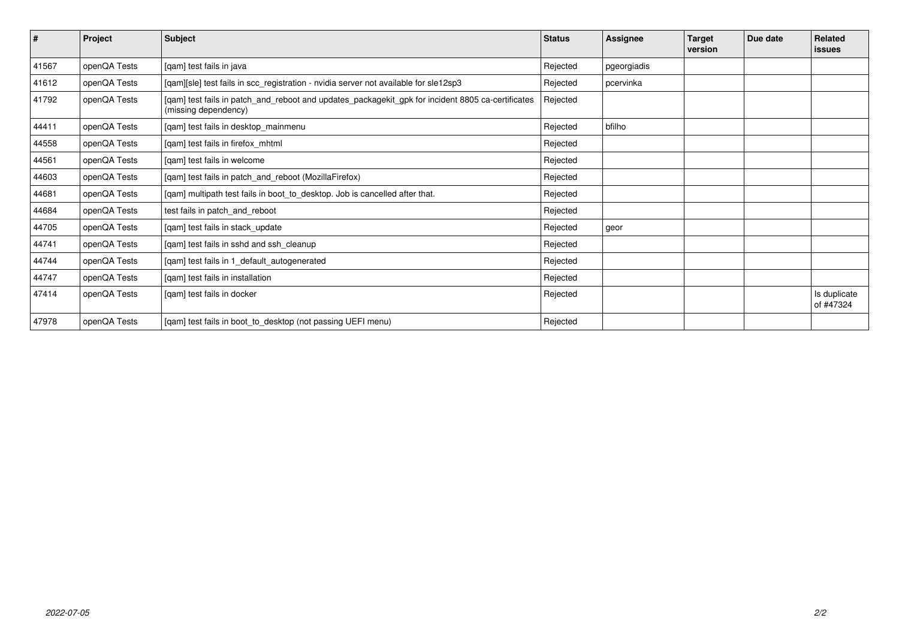| # | Project | Subject | Status | Assignee | Target version | Due date | Related issues |
|---|---|---|---|---|---|---|---|
| 41567 | openQA Tests | [qam] test fails in java | Rejected | pgeorgiadis | | | |
| 41612 | openQA Tests | [qam][sle] test fails in scc_registration - nvidia server not available for sle12sp3 | Rejected | pcervinka | | | |
| 41792 | openQA Tests | [qam] test fails in patch_and_reboot and updates_packagekit_gpk for incident 8805 ca-certificates (missing dependency) | Rejected | | | | |
| 44411 | openQA Tests | [qam] test fails in desktop_mainmenu | Rejected | bfilho | | | |
| 44558 | openQA Tests | [qam] test fails in firefox_mhtml | Rejected | | | | |
| 44561 | openQA Tests | [qam] test fails in welcome | Rejected | | | | |
| 44603 | openQA Tests | [qam] test fails in patch_and_reboot (MozillaFirefox) | Rejected | | | | |
| 44681 | openQA Tests | [qam] multipath test fails in boot_to_desktop. Job is cancelled after that. | Rejected | | | | |
| 44684 | openQA Tests | test fails in patch_and_reboot | Rejected | | | | |
| 44705 | openQA Tests | [qam] test fails in stack_update | Rejected | geor | | | |
| 44741 | openQA Tests | [qam] test fails in sshd and ssh_cleanup | Rejected | | | | |
| 44744 | openQA Tests | [qam] test fails in 1_default_autogenerated | Rejected | | | | |
| 44747 | openQA Tests | [qam] test fails in installation | Rejected | | | | |
| 47414 | openQA Tests | [qam] test fails in docker | Rejected | | | | Is duplicate of #47324 |
| 47978 | openQA Tests | [qam] test fails in boot_to_desktop (not passing UEFI menu) | Rejected | | | | |